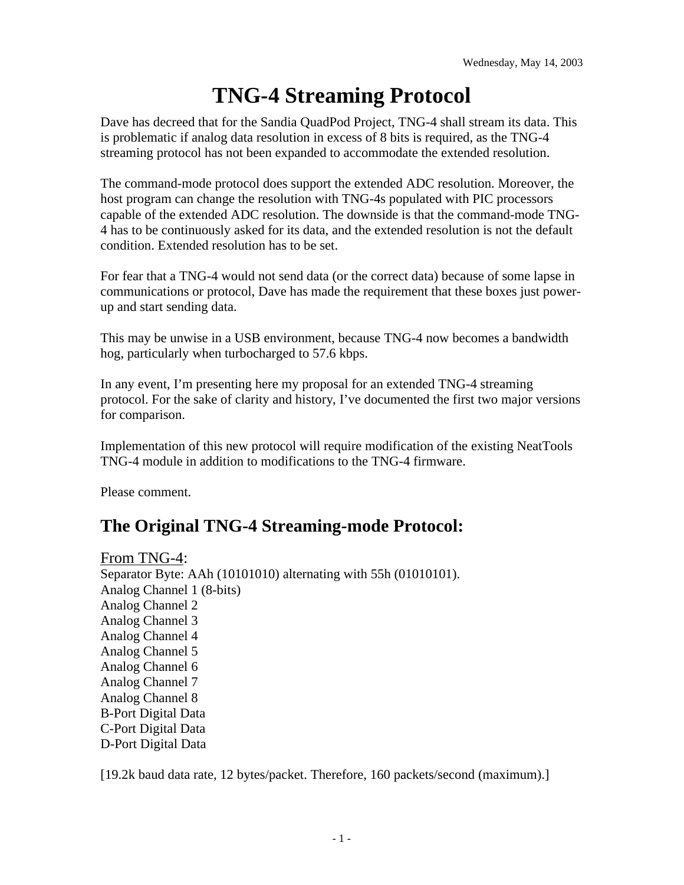Wednesday, May 14, 2003

# TNG-4 Streaming Protocol

Dave has decreed that for the Sandia QuadPod Project, TNG-4 shall stream its data. This is problematic if analog data resolution in excess of 8 bits is required, as the TNG-4 streaming protocol has not been expanded to accommodate the extended resolution.

The command-mode protocol does support the extended ADC resolution. Moreover, the host program can change the resolution with TNG-4s populated with PIC processors capable of the extended ADC resolution. The downside is that the command-mode TNG-4 has to be continuously asked for its data, and the extended resolution is not the default condition. Extended resolution has to be set.

For fear that a TNG-4 would not send data (or the correct data) because of some lapse in communications or protocol, Dave has made the requirement that these boxes just power-up and start sending data.

This may be unwise in a USB environment, because TNG-4 now becomes a bandwidth hog, particularly when turbocharged to 57.6 kbps.

In any event, I'm presenting here my proposal for an extended TNG-4 streaming protocol. For the sake of clarity and history, I've documented the first two major versions for comparison.

Implementation of this new protocol will require modification of the existing NeatTools TNG-4 module in addition to modifications to the TNG-4 firmware.

Please comment.

## The Original TNG-4 Streaming-mode Protocol:

<u>From TNG-4</u>:
Separator Byte: AAh (10101010) alternating with 55h (01010101).
Analog Channel 1 (8-bits)
Analog Channel 2
Analog Channel 3
Analog Channel 4
Analog Channel 5
Analog Channel 6
Analog Channel 7
Analog Channel 8
B-Port Digital Data
C-Port Digital Data
D-Port Digital Data

[19.2k baud data rate, 12 bytes/packet. Therefore, 160 packets/second (maximum).]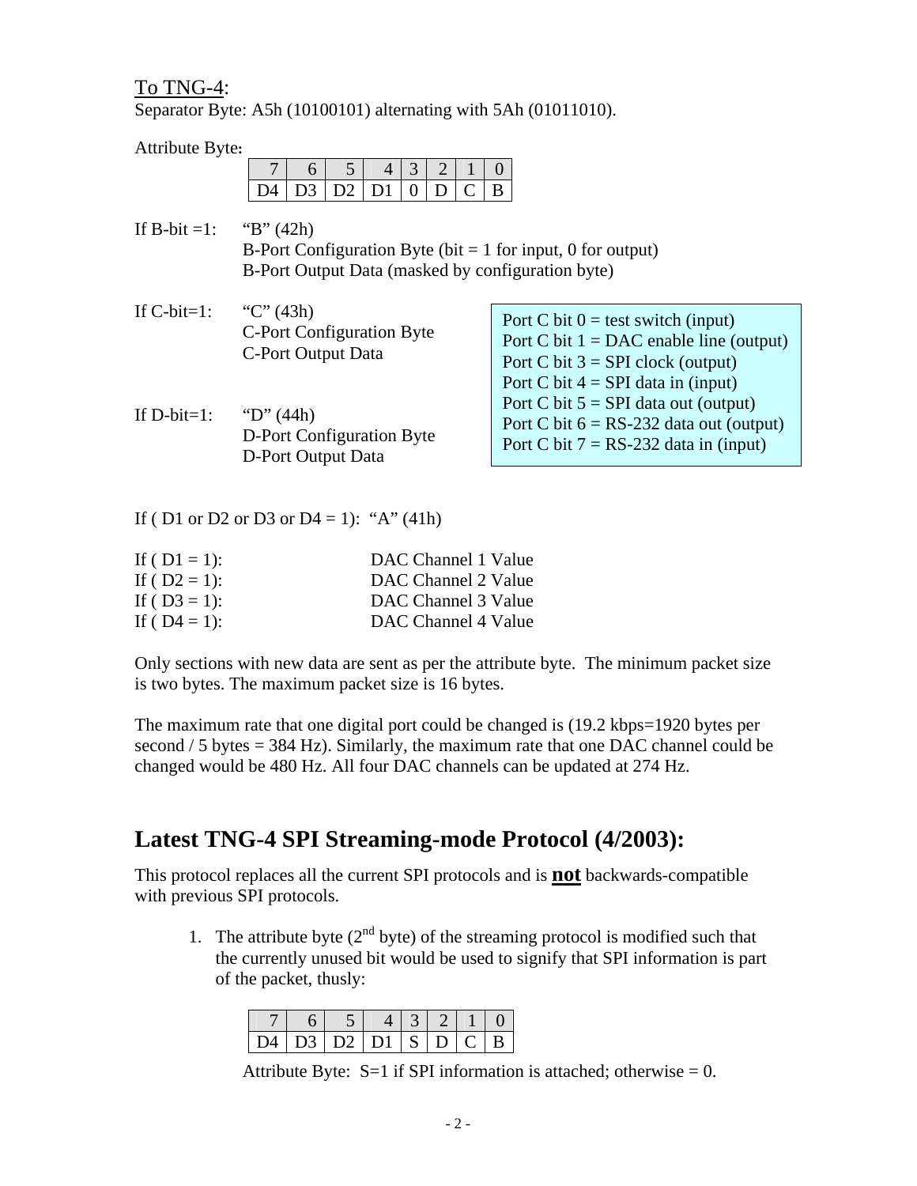To TNG-4:

Separator Byte: A5h (10100101) alternating with 5Ah (01011010).

Attribute Byte:

| 7 | 6 | 5 | 4 | 3 | 2 | 1 | 0 |
|---|---|---|---|---|---|---|---|
| D4 | D3 | D2 | D1 | 0 | D | C | B |

If B-bit =1: "B" (42h)
B-Port Configuration Byte (bit = 1 for input, 0 for output)
B-Port Output Data (masked by configuration byte)

If C-bit=1: "C" (43h)
C-Port Configuration Byte
C-Port Output Data

If D-bit=1: "D" (44h)
D-Port Configuration Byte
D-Port Output Data

Port C bit 0 = test switch (input)
Port C bit 1 = DAC enable line (output)
Port C bit 3 = SPI clock (output)
Port C bit 4 = SPI data in (input)
Port C bit 5 = SPI data out (output)
Port C bit 6 = RS-232 data out (output)
Port C bit 7 = RS-232 data in (input)

If ( D1 or D2 or D3 or D4 = 1): "A" (41h)

If ( D1 = 1): DAC Channel 1 Value
If ( D2 = 1): DAC Channel 2 Value
If ( D3 = 1): DAC Channel 3 Value
If ( D4 = 1): DAC Channel 4 Value

Only sections with new data are sent as per the attribute byte. The minimum packet size is two bytes. The maximum packet size is 16 bytes.

The maximum rate that one digital port could be changed is (19.2 kbps=1920 bytes per second / 5 bytes = 384 Hz). Similarly, the maximum rate that one DAC channel could be changed would be 480 Hz. All four DAC channels can be updated at 274 Hz.

## Latest TNG-4 SPI Streaming-mode Protocol (4/2003):

This protocol replaces all the current SPI protocols and is **not** backwards-compatible with previous SPI protocols.

1. The attribute byte (2nd byte) of the streaming protocol is modified such that the currently unused bit would be used to signify that SPI information is part of the packet, thusly:

| 7 | 6 | 5 | 4 | 3 | 2 | 1 | 0 |
|---|---|---|---|---|---|---|---|
| D4 | D3 | D2 | D1 | S | D | C | B |

Attribute Byte: S=1 if SPI information is attached; otherwise = 0.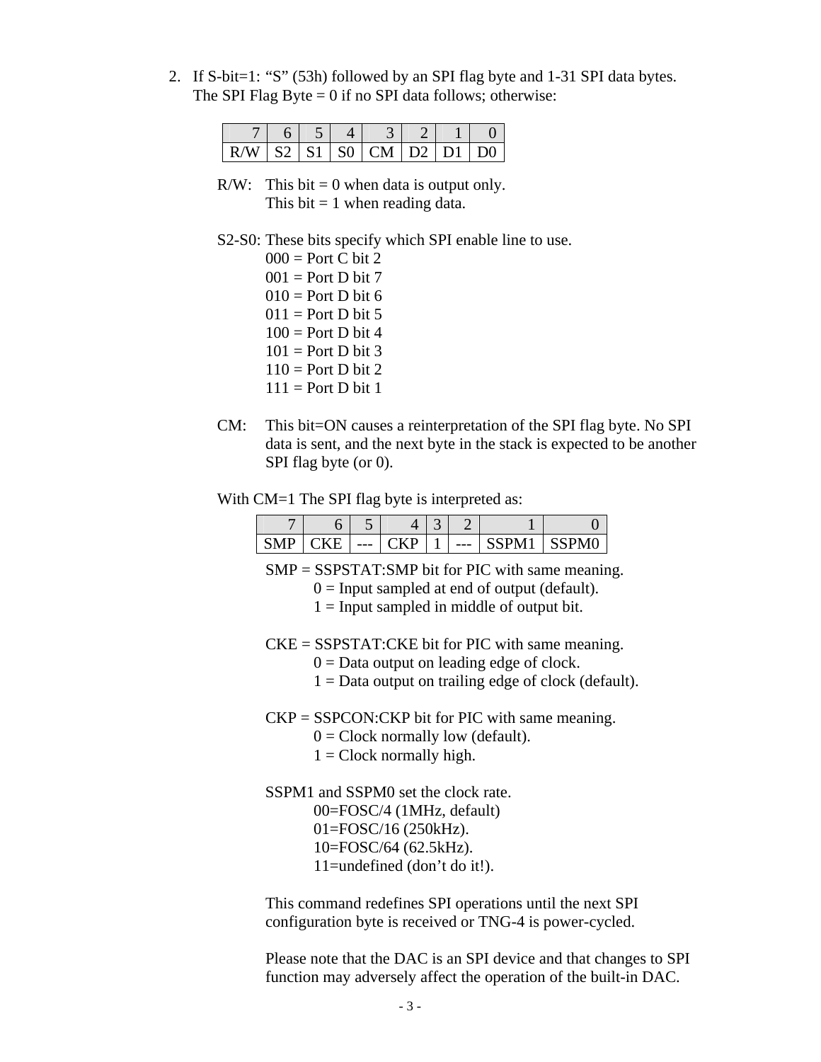2. If S-bit=1: "S" (53h) followed by an SPI flag byte and 1-31 SPI data bytes. The SPI Flag Byte = 0 if no SPI data follows; otherwise:

| 7 | 6 | 5 | 4 | 3 | 2 | 1 | 0 |
|---|---|---|---|---|---|---|---|
| R/W | S2 | S1 | S0 | CM | D2 | D1 | D0 |

R/W: This bit = 0 when data is output only.
This bit = 1 when reading data.

S2-S0: These bits specify which SPI enable line to use.
- 000 = Port C bit 2
- 001 = Port D bit 7
- 010 = Port D bit 6
- 011 = Port D bit 5
- 100 = Port D bit 4
- 101 = Port D bit 3
- 110 = Port D bit 2
- 111 = Port D bit 1

CM: This bit=ON causes a reinterpretation of the SPI flag byte. No SPI data is sent, and the next byte in the stack is expected to be another SPI flag byte (or 0).

With CM=1 The SPI flag byte is interpreted as:

| 7 | 6 | 5 | 4 | 3 | 2 | 1 | 0 |
|---|---|---|---|---|---|---|---|
| SMP | CKE | --- | CKP | 1 | --- | SSPM1 | SSPM0 |

SMP = SSPSTAT:SMP bit for PIC with same meaning.
- 0 = Input sampled at end of output (default).
- 1 = Input sampled in middle of output bit.

CKE = SSPSTAT:CKE bit for PIC with same meaning.
- 0 = Data output on leading edge of clock.
- 1 = Data output on trailing edge of clock (default).

CKP = SSPCON:CKP bit for PIC with same meaning.
- 0 = Clock normally low (default).
- 1 = Clock normally high.

SSPM1 and SSPM0 set the clock rate.
- 00=FOSC/4 (1MHz, default)
- 01=FOSC/16 (250kHz).
- 10=FOSC/64 (62.5kHz).
- 11=undefined (don't do it!).

This command redefines SPI operations until the next SPI configuration byte is received or TNG-4 is power-cycled.

Please note that the DAC is an SPI device and that changes to SPI function may adversely affect the operation of the built-in DAC.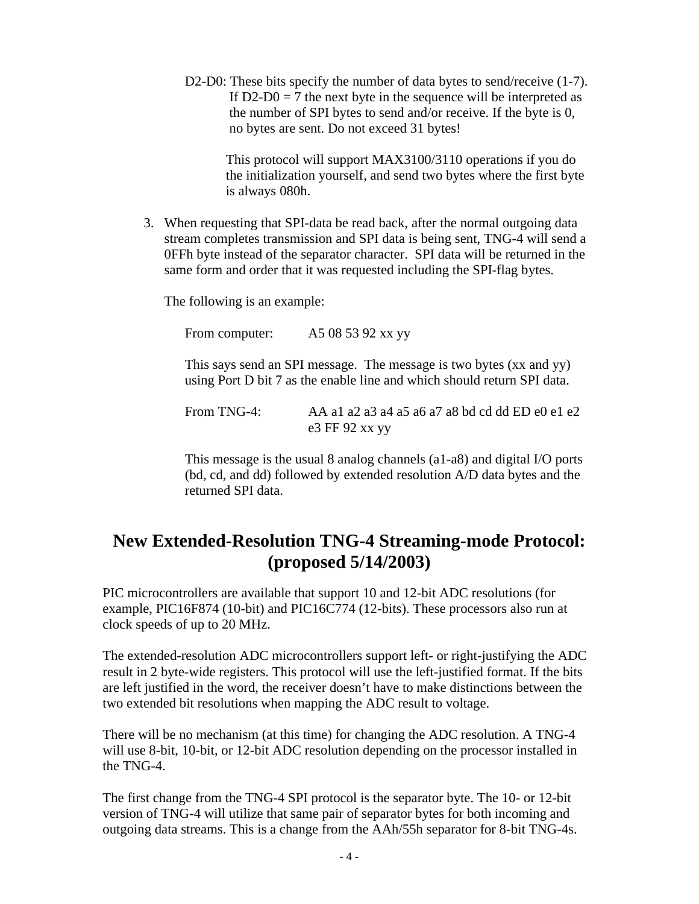D2-D0: These bits specify the number of data bytes to send/receive (1-7). If D2-D0 = 7 the next byte in the sequence will be interpreted as the number of SPI bytes to send and/or receive. If the byte is 0, no bytes are sent. Do not exceed 31 bytes!

This protocol will support MAX3100/3110 operations if you do the initialization yourself, and send two bytes where the first byte is always 080h.

3. When requesting that SPI-data be read back, after the normal outgoing data stream completes transmission and SPI data is being sent, TNG-4 will send a 0FFh byte instead of the separator character. SPI data will be returned in the same form and order that it was requested including the SPI-flag bytes.

   The following is an example:

   From computer: A5 08 53 92 xx yy

   This says send an SPI message. The message is two bytes (xx and yy) using Port D bit 7 as the enable line and which should return SPI data.

   From TNG-4: AA a1 a2 a3 a4 a5 a6 a7 a8 bd cd dd ED e0 e1 e2 e3 FF 92 xx yy

   This message is the usual 8 analog channels (a1-a8) and digital I/O ports (bd, cd, and dd) followed by extended resolution A/D data bytes and the returned SPI data.

## New Extended-Resolution TNG-4 Streaming-mode Protocol: (proposed 5/14/2003)

PIC microcontrollers are available that support 10 and 12-bit ADC resolutions (for example, PIC16F874 (10-bit) and PIC16C774 (12-bits). These processors also run at clock speeds of up to 20 MHz.

The extended-resolution ADC microcontrollers support left- or right-justifying the ADC result in 2 byte-wide registers. This protocol will use the left-justified format. If the bits are left justified in the word, the receiver doesn't have to make distinctions between the two extended bit resolutions when mapping the ADC result to voltage.

There will be no mechanism (at this time) for changing the ADC resolution. A TNG-4 will use 8-bit, 10-bit, or 12-bit ADC resolution depending on the processor installed in the TNG-4.

The first change from the TNG-4 SPI protocol is the separator byte. The 10- or 12-bit version of TNG-4 will utilize that same pair of separator bytes for both incoming and outgoing data streams. This is a change from the AAh/55h separator for 8-bit TNG-4s.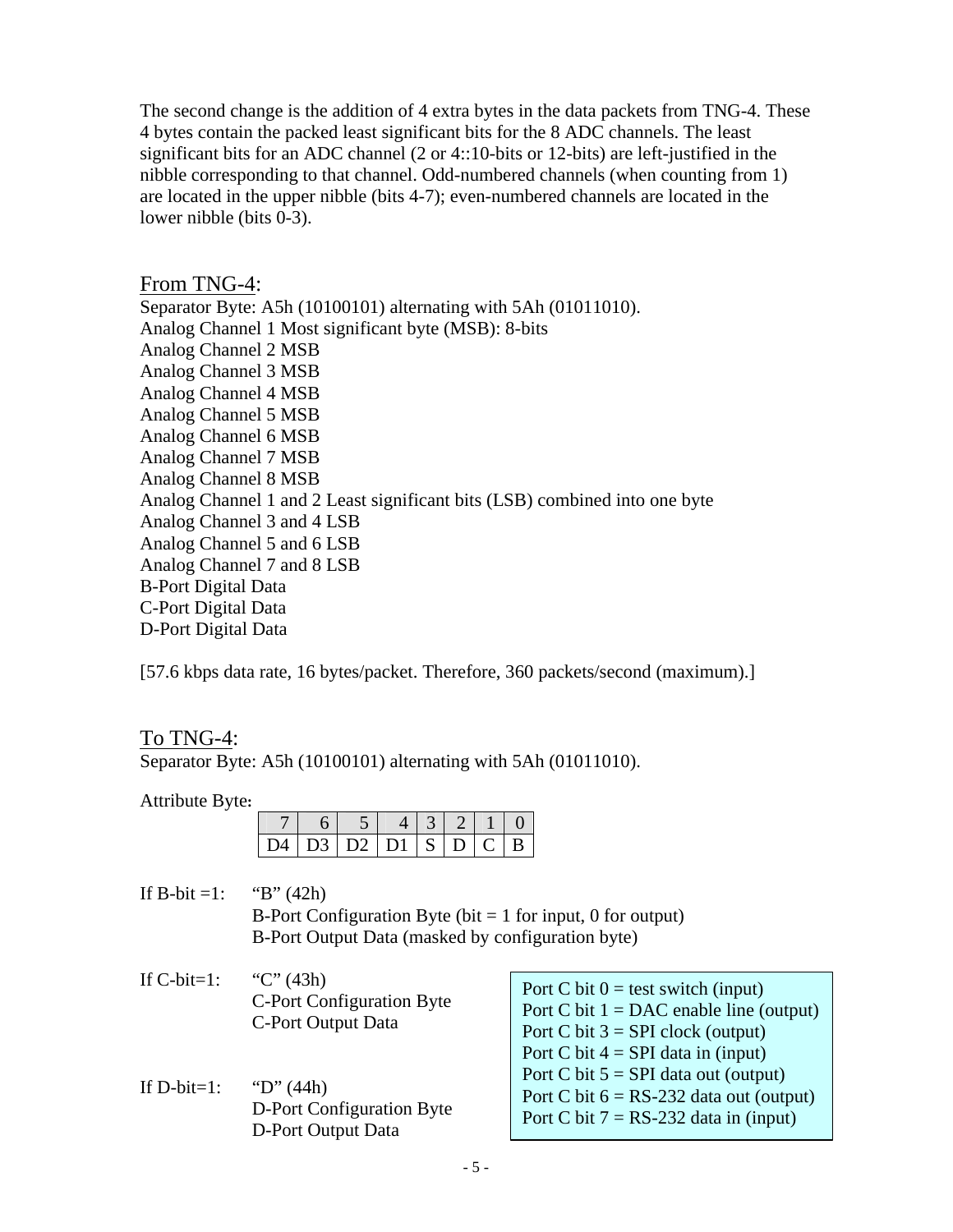The second change is the addition of 4 extra bytes in the data packets from TNG-4. These 4 bytes contain the packed least significant bits for the 8 ADC channels. The least significant bits for an ADC channel (2 or 4::10-bits or 12-bits) are left-justified in the nibble corresponding to that channel. Odd-numbered channels (when counting from 1) are located in the upper nibble (bits 4-7); even-numbered channels are located in the lower nibble (bits 0-3).

## From TNG-4:

Separator Byte: A5h (10100101) alternating with 5Ah (01011010).
Analog Channel 1 Most significant byte (MSB): 8-bits
Analog Channel 2 MSB
Analog Channel 3 MSB
Analog Channel 4 MSB
Analog Channel 5 MSB
Analog Channel 6 MSB
Analog Channel 7 MSB
Analog Channel 8 MSB
Analog Channel 1 and 2 Least significant bits (LSB) combined into one byte
Analog Channel 3 and 4 LSB
Analog Channel 5 and 6 LSB
Analog Channel 7 and 8 LSB
B-Port Digital Data
C-Port Digital Data
D-Port Digital Data

[57.6 kbps data rate, 16 bytes/packet. Therefore, 360 packets/second (maximum).]

## To TNG-4:

Separator Byte: A5h (10100101) alternating with 5Ah (01011010).

Attribute Byte:

| 7 | 6 | 5 | 4 | 3 | 2 | 1 | 0 |
|---|---|---|---|---|---|---|---|
| D4 | D3 | D2 | D1 | S | D | C | B |

If B-bit =1: "B" (42h)
B-Port Configuration Byte (bit = 1 for input, 0 for output)
B-Port Output Data (masked by configuration byte)

If C-bit=1: "C" (43h)
C-Port Configuration Byte
C-Port Output Data

If D-bit=1: "D" (44h)
D-Port Configuration Byte
D-Port Output Data

Port C bit 0 = test switch (input)
Port C bit 1 = DAC enable line (output)
Port C bit 3 = SPI clock (output)
Port C bit 4 = SPI data in (input)
Port C bit 5 = SPI data out (output)
Port C bit 6 = RS-232 data out (output)
Port C bit 7 = RS-232 data in (input)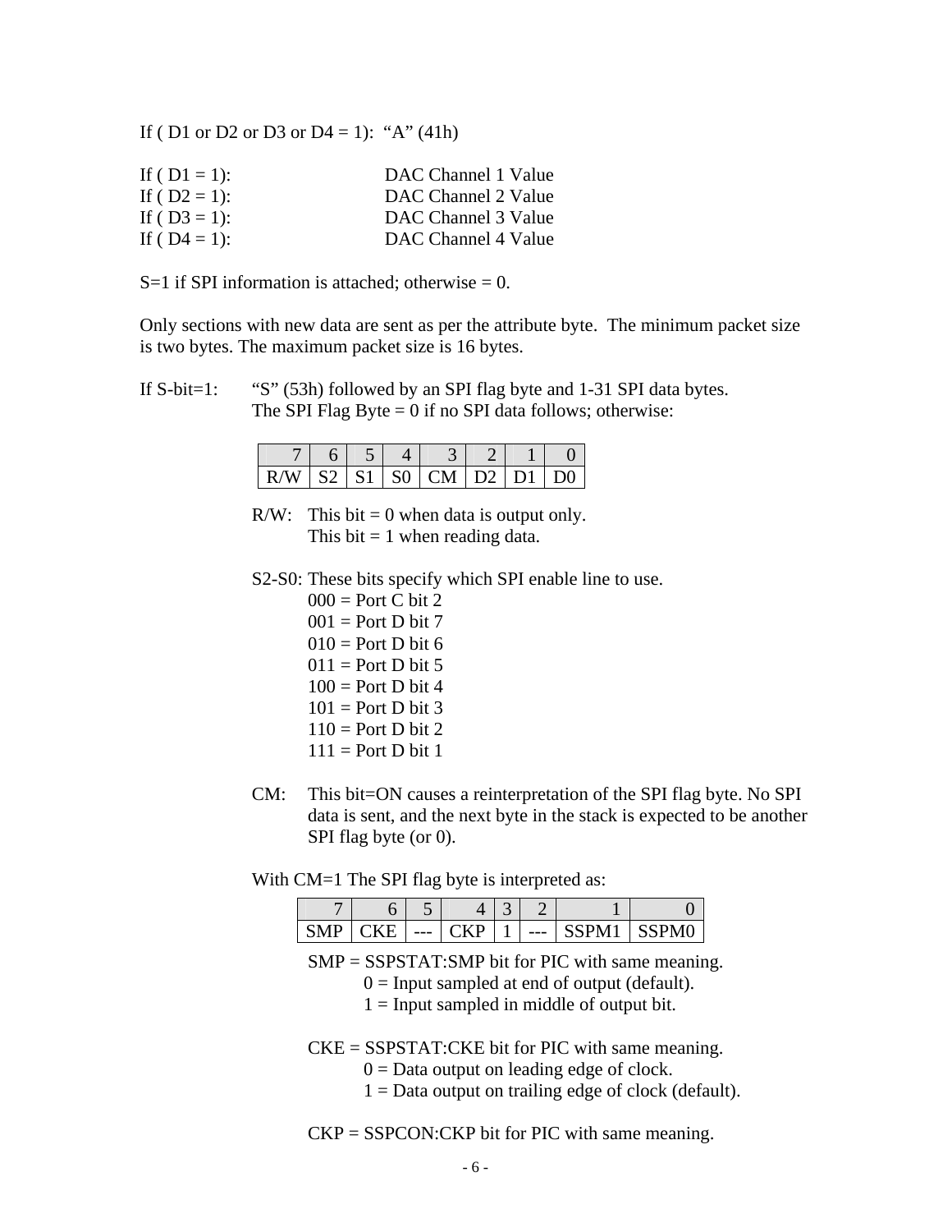If ( D1 or D2 or D3 or D4 = 1): "A" (41h)

If ( D1 = 1): DAC Channel 1 Value
If ( D2 = 1): DAC Channel 2 Value
If ( D3 = 1): DAC Channel 3 Value
If ( D4 = 1): DAC Channel 4 Value

S=1 if SPI information is attached; otherwise = 0.

Only sections with new data are sent as per the attribute byte. The minimum packet size is two bytes. The maximum packet size is 16 bytes.

If S-bit=1: "S" (53h) followed by an SPI flag byte and 1-31 SPI data bytes.
The SPI Flag Byte = 0 if no SPI data follows; otherwise:

| 7 | 6 | 5 | 4 | 3 | 2 | 1 | 0 |
|---|---|---|---|---|---|---|---|
| R/W | S2 | S1 | S0 | CM | D2 | D1 | D0 |

R/W: This bit = 0 when data is output only.
This bit = 1 when reading data.

S2-S0: These bits specify which SPI enable line to use.
000 = Port C bit 2
001 = Port D bit 7
010 = Port D bit 6
011 = Port D bit 5
100 = Port D bit 4
101 = Port D bit 3
110 = Port D bit 2
111 = Port D bit 1

CM: This bit=ON causes a reinterpretation of the SPI flag byte. No SPI data is sent, and the next byte in the stack is expected to be another SPI flag byte (or 0).

With CM=1 The SPI flag byte is interpreted as:

| 7 | 6 | 5 | 4 | 3 | 2 | 1 | 0 |
|---|---|---|---|---|---|---|---|
| SMP | CKE | --- | CKP | 1 | --- | SSPM1 | SSPM0 |

SMP = SSPSTAT:SMP bit for PIC with same meaning.
0 = Input sampled at end of output (default).
1 = Input sampled in middle of output bit.

CKE = SSPSTAT:CKE bit for PIC with same meaning.
0 = Data output on leading edge of clock.
1 = Data output on trailing edge of clock (default).

CKP = SSPCON:CKP bit for PIC with same meaning.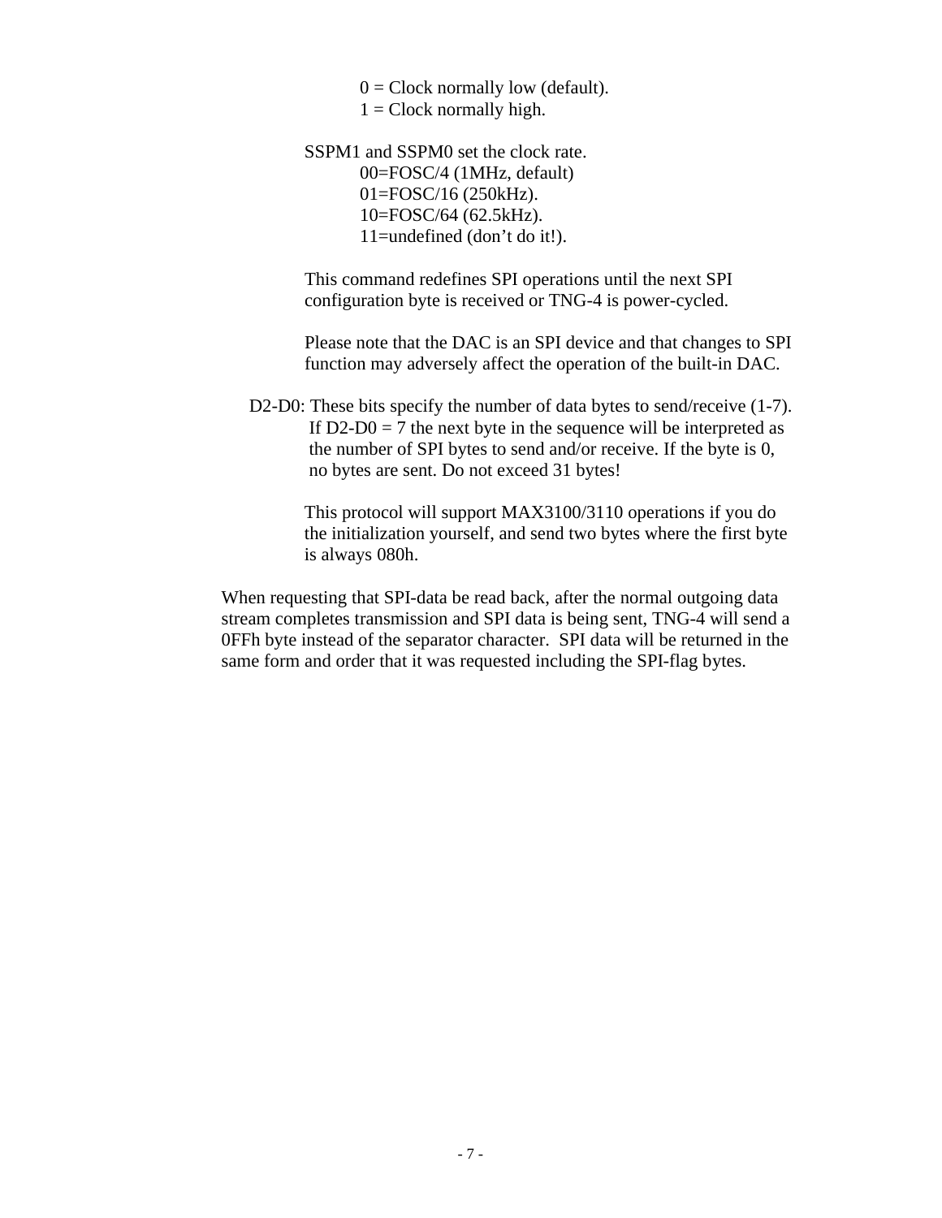0 = Clock normally low (default).
1 = Clock normally high.

SSPM1 and SSPM0 set the clock rate.
00=FOSC/4 (1MHz, default)
01=FOSC/16 (250kHz).
10=FOSC/64 (62.5kHz).
11=undefined (don't do it!).

This command redefines SPI operations until the next SPI configuration byte is received or TNG-4 is power-cycled.

Please note that the DAC is an SPI device and that changes to SPI function may adversely affect the operation of the built-in DAC.

D2-D0: These bits specify the number of data bytes to send/receive (1-7). If D2-D0 = 7 the next byte in the sequence will be interpreted as the number of SPI bytes to send and/or receive. If the byte is 0, no bytes are sent. Do not exceed 31 bytes!

This protocol will support MAX3100/3110 operations if you do the initialization yourself, and send two bytes where the first byte is always 080h.

When requesting that SPI-data be read back, after the normal outgoing data stream completes transmission and SPI data is being sent, TNG-4 will send a 0FFh byte instead of the separator character. SPI data will be returned in the same form and order that it was requested including the SPI-flag bytes.